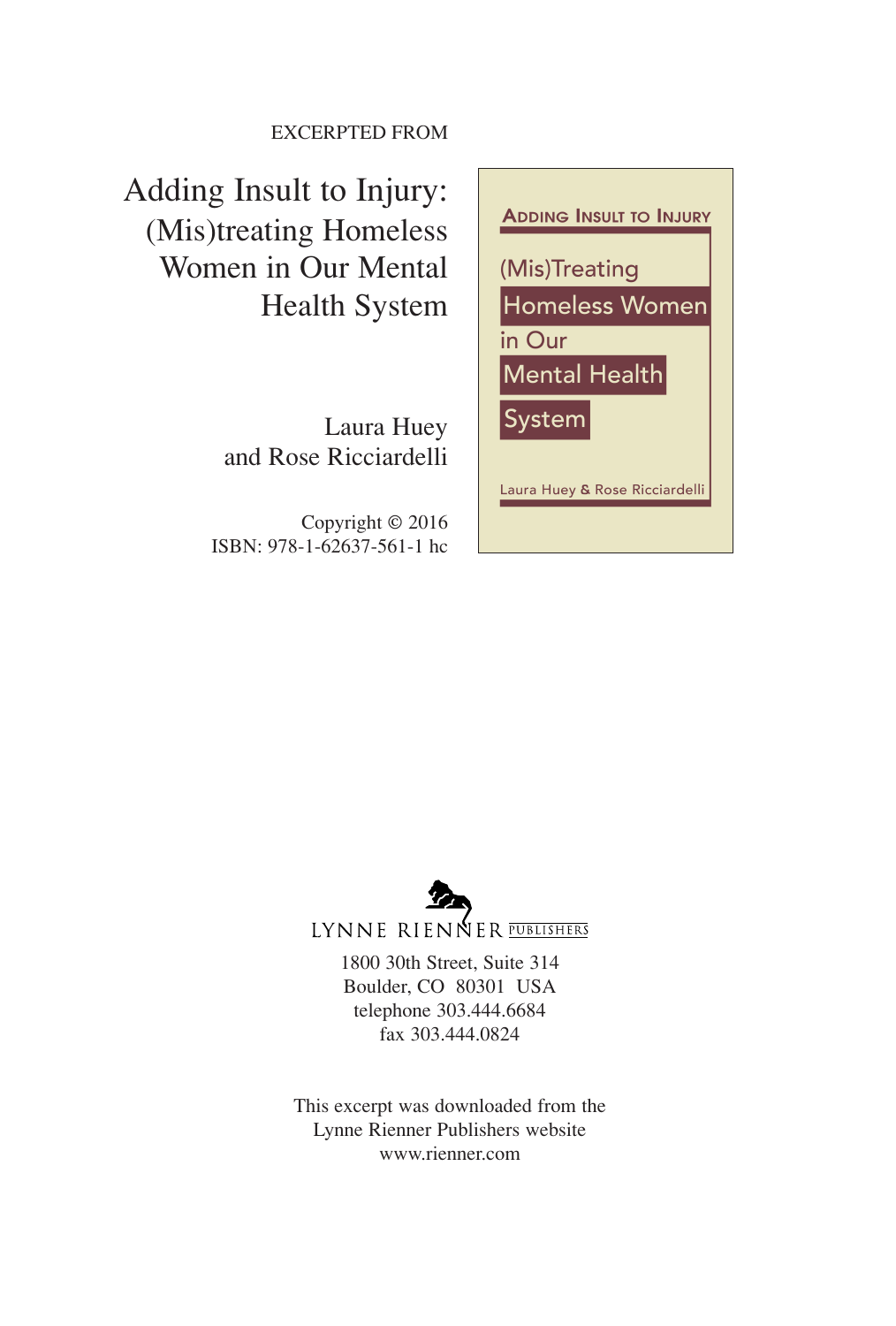EXCERPTED FROM

# Adding Insult to Injury: (Mis)treating Homeless Women in Our Mental Health System

Laura Huey
and Rose Ricciardelli

Copyright © 2016
ISBN: 978-1-62637-561-1 hc

LYNNE RIENNER PUBLISHERS

1800 30th Street, Suite 314
Boulder, CO 80301 USA
telephone 303.444.6684
fax 303.444.0824

This excerpt was downloaded from the
Lynne Rienner Publishers website
www.rienner.com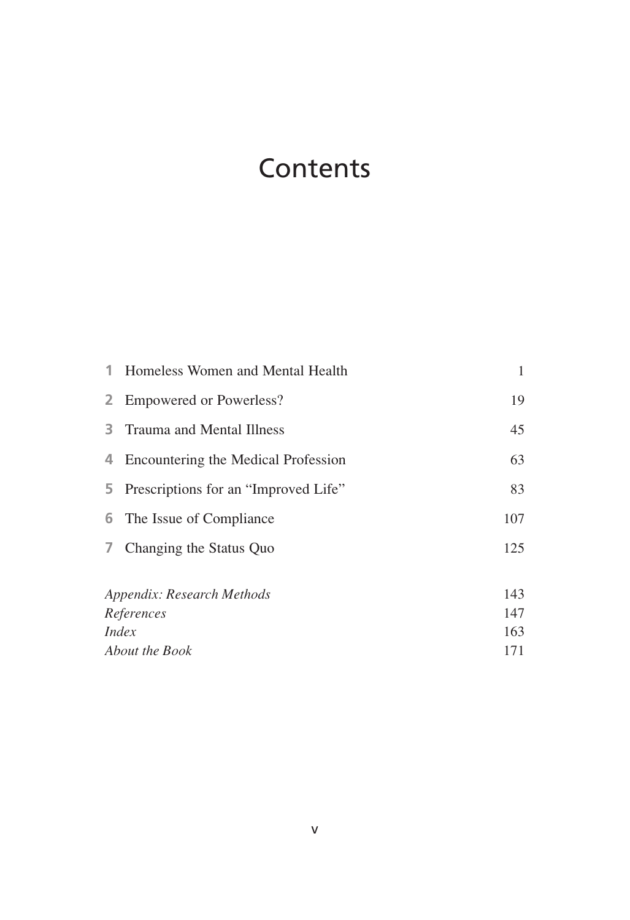# Contents

| | | |
|---|---|---|
| 1 | Homeless Women and Mental Health | 1 |
| 2 | Empowered or Powerless? | 19 |
| 3 | Trauma and Mental Illness | 45 |
| 4 | Encountering the Medical Profession | 63 |
| 5 | Prescriptions for an "Improved Life" | 83 |
| 6 | The Issue of Compliance | 107 |
| 7 | Changing the Status Quo | 125 |

*Appendix: Research Methods* 143
*References* 147
*Index* 163
*About the Book* 171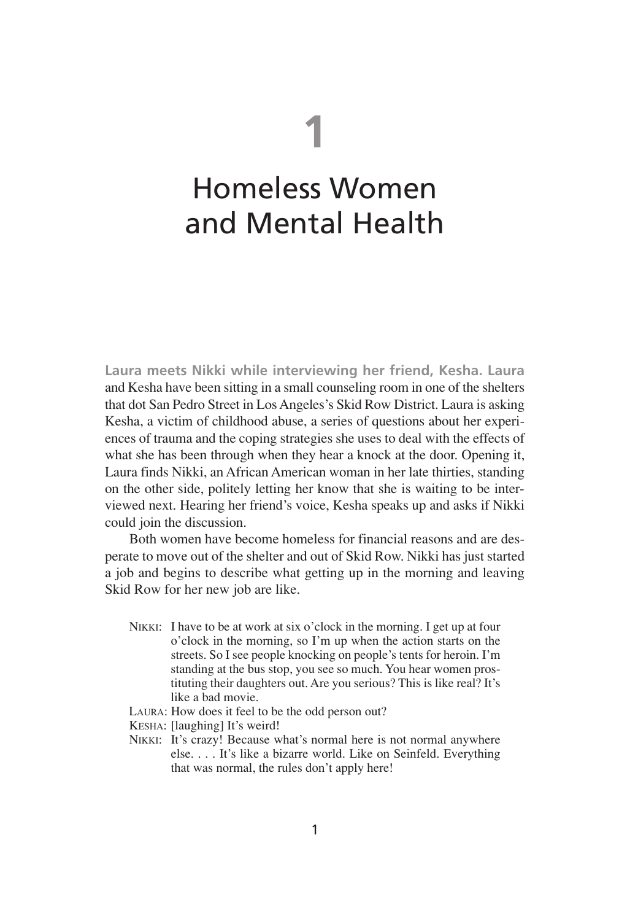# 1

# Homeless Women and Mental Health

**Laura meets Nikki while interviewing her friend, Kesha. Laura** and Kesha have been sitting in a small counseling room in one of the shelters that dot San Pedro Street in Los Angeles's Skid Row District. Laura is asking Kesha, a victim of childhood abuse, a series of questions about her experiences of trauma and the coping strategies she uses to deal with the effects of what she has been through when they hear a knock at the door. Opening it, Laura finds Nikki, an African American woman in her late thirties, standing on the other side, politely letting her know that she is waiting to be interviewed next. Hearing her friend's voice, Kesha speaks up and asks if Nikki could join the discussion.

Both women have become homeless for financial reasons and are desperate to move out of the shelter and out of Skid Row. Nikki has just started a job and begins to describe what getting up in the morning and leaving Skid Row for her new job are like.

> NIKKI: I have to be at work at six o'clock in the morning. I get up at four o'clock in the morning, so I'm up when the action starts on the streets. So I see people knocking on people's tents for heroin. I'm standing at the bus stop, you see so much. You hear women prostituting their daughters out. Are you serious? This is like real? It's like a bad movie.
>
> LAURA: How does it feel to be the odd person out?
>
> KESHA: [laughing] It's weird!
>
> NIKKI: It's crazy! Because what's normal here is not normal anywhere else. . . . It's like a bizarre world. Like on Seinfeld. Everything that was normal, the rules don't apply here!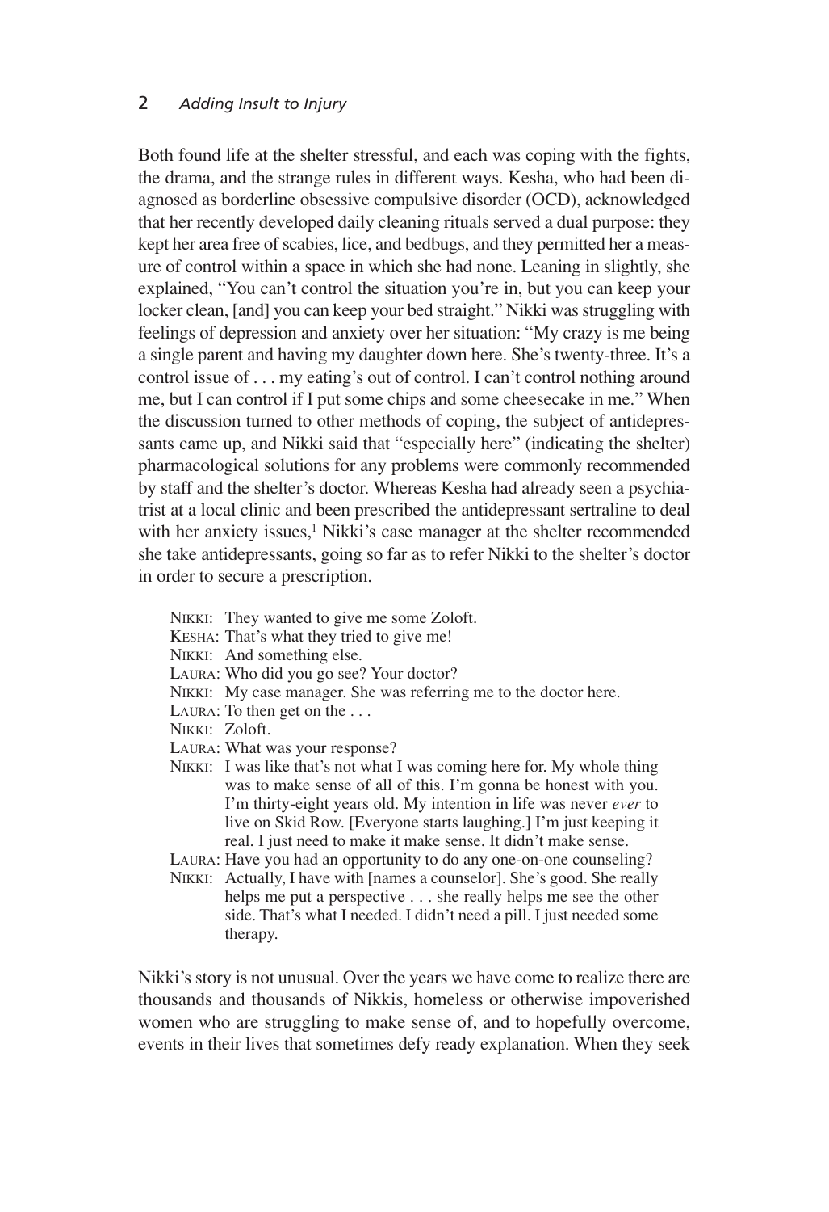Both found life at the shelter stressful, and each was coping with the fights, the drama, and the strange rules in different ways. Kesha, who had been diagnosed as borderline obsessive compulsive disorder (OCD), acknowledged that her recently developed daily cleaning rituals served a dual purpose: they kept her area free of scabies, lice, and bedbugs, and they permitted her a measure of control within a space in which she had none. Leaning in slightly, she explained, "You can't control the situation you're in, but you can keep your locker clean, [and] you can keep your bed straight." Nikki was struggling with feelings of depression and anxiety over her situation: "My crazy is me being a single parent and having my daughter down here. She's twenty-three. It's a control issue of . . . my eating's out of control. I can't control nothing around me, but I can control if I put some chips and some cheesecake in me." When the discussion turned to other methods of coping, the subject of antidepressants came up, and Nikki said that "especially here" (indicating the shelter) pharmacological solutions for any problems were commonly recommended by staff and the shelter's doctor. Whereas Kesha had already seen a psychiatrist at a local clinic and been prescribed the antidepressant sertraline to deal with her anxiety issues,[1] Nikki's case manager at the shelter recommended she take antidepressants, going so far as to refer Nikki to the shelter's doctor in order to secure a prescription.

> NIKKI: They wanted to give me some Zoloft.
> KESHA: That's what they tried to give me!
> NIKKI: And something else.
> LAURA: Who did you go see? Your doctor?
> NIKKI: My case manager. She was referring me to the doctor here.
> LAURA: To then get on the . . .
> NIKKI: Zoloft.
> LAURA: What was your response?
> NIKKI: I was like that's not what I was coming here for. My whole thing was to make sense of all of this. I'm gonna be honest with you. I'm thirty-eight years old. My intention in life was never *ever* to live on Skid Row. [Everyone starts laughing.] I'm just keeping it real. I just need to make it make sense. It didn't make sense.
> LAURA: Have you had an opportunity to do any one-on-one counseling?
> NIKKI: Actually, I have with [names a counselor]. She's good. She really helps me put a perspective . . . she really helps me see the other side. That's what I needed. I didn't need a pill. I just needed some therapy.

Nikki's story is not unusual. Over the years we have come to realize there are thousands and thousands of Nikkis, homeless or otherwise impoverished women who are struggling to make sense of, and to hopefully overcome, events in their lives that sometimes defy ready explanation. When they seek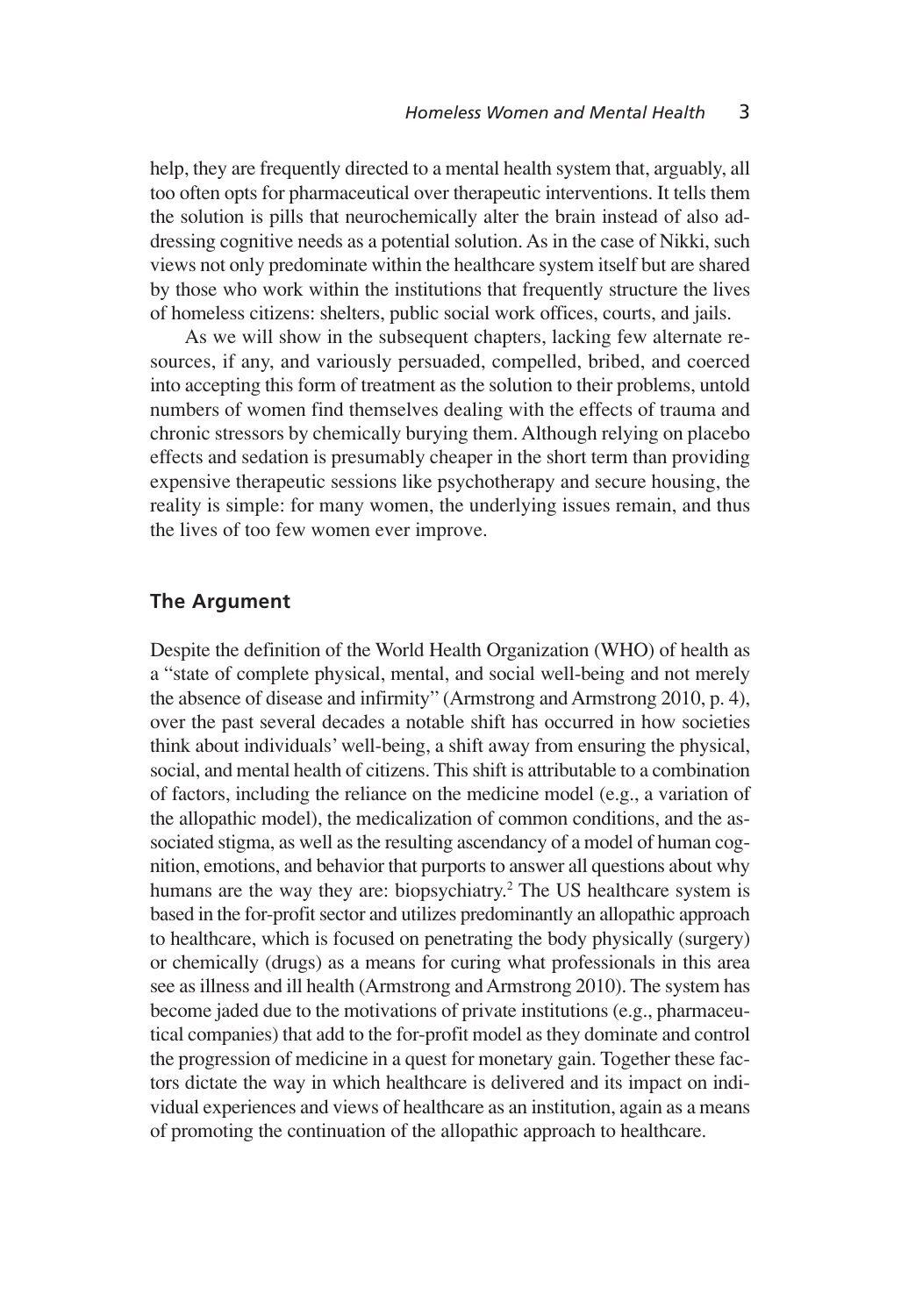help, they are frequently directed to a mental health system that, arguably, all too often opts for pharmaceutical over therapeutic interventions. It tells them the solution is pills that neurochemically alter the brain instead of also addressing cognitive needs as a potential solution. As in the case of Nikki, such views not only predominate within the healthcare system itself but are shared by those who work within the institutions that frequently structure the lives of homeless citizens: shelters, public social work offices, courts, and jails.

As we will show in the subsequent chapters, lacking few alternate resources, if any, and variously persuaded, compelled, bribed, and coerced into accepting this form of treatment as the solution to their problems, untold numbers of women find themselves dealing with the effects of trauma and chronic stressors by chemically burying them. Although relying on placebo effects and sedation is presumably cheaper in the short term than providing expensive therapeutic sessions like psychotherapy and secure housing, the reality is simple: for many women, the underlying issues remain, and thus the lives of too few women ever improve.

## The Argument

Despite the definition of the World Health Organization (WHO) of health as a "state of complete physical, mental, and social well-being and not merely the absence of disease and infirmity" (Armstrong and Armstrong 2010, p. 4), over the past several decades a notable shift has occurred in how societies think about individuals' well-being, a shift away from ensuring the physical, social, and mental health of citizens. This shift is attributable to a combination of factors, including the reliance on the medicine model (e.g., a variation of the allopathic model), the medicalization of common conditions, and the associated stigma, as well as the resulting ascendancy of a model of human cognition, emotions, and behavior that purports to answer all questions about why humans are the way they are: biopsychiatry.[2] The US healthcare system is based in the for-profit sector and utilizes predominantly an allopathic approach to healthcare, which is focused on penetrating the body physically (surgery) or chemically (drugs) as a means for curing what professionals in this area see as illness and ill health (Armstrong and Armstrong 2010). The system has become jaded due to the motivations of private institutions (e.g., pharmaceutical companies) that add to the for-profit model as they dominate and control the progression of medicine in a quest for monetary gain. Together these factors dictate the way in which healthcare is delivered and its impact on individual experiences and views of healthcare as an institution, again as a means of promoting the continuation of the allopathic approach to healthcare.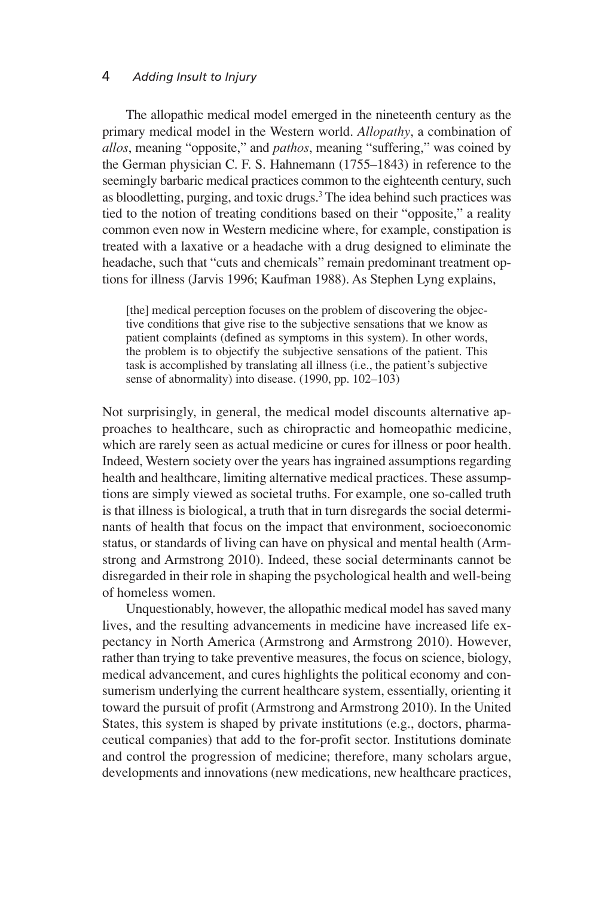The allopathic medical model emerged in the nineteenth century as the primary medical model in the Western world. *Allopathy*, a combination of *allos*, meaning "opposite," and *pathos*, meaning "suffering," was coined by the German physician C. F. S. Hahnemann (1755–1843) in reference to the seemingly barbaric medical practices common to the eighteenth century, such as bloodletting, purging, and toxic drugs.[3] The idea behind such practices was tied to the notion of treating conditions based on their "opposite," a reality common even now in Western medicine where, for example, constipation is treated with a laxative or a headache with a drug designed to eliminate the headache, such that "cuts and chemicals" remain predominant treatment options for illness (Jarvis 1996; Kaufman 1988). As Stephen Lyng explains,

> [the] medical perception focuses on the problem of discovering the objective conditions that give rise to the subjective sensations that we know as patient complaints (defined as symptoms in this system). In other words, the problem is to objectify the subjective sensations of the patient. This task is accomplished by translating all illness (i.e., the patient's subjective sense of abnormality) into disease. (1990, pp. 102–103)

Not surprisingly, in general, the medical model discounts alternative approaches to healthcare, such as chiropractic and homeopathic medicine, which are rarely seen as actual medicine or cures for illness or poor health. Indeed, Western society over the years has ingrained assumptions regarding health and healthcare, limiting alternative medical practices. These assumptions are simply viewed as societal truths. For example, one so-called truth is that illness is biological, a truth that in turn disregards the social determinants of health that focus on the impact that environment, socioeconomic status, or standards of living can have on physical and mental health (Armstrong and Armstrong 2010). Indeed, these social determinants cannot be disregarded in their role in shaping the psychological health and well-being of homeless women.

Unquestionably, however, the allopathic medical model has saved many lives, and the resulting advancements in medicine have increased life expectancy in North America (Armstrong and Armstrong 2010). However, rather than trying to take preventive measures, the focus on science, biology, medical advancement, and cures highlights the political economy and consumerism underlying the current healthcare system, essentially, orienting it toward the pursuit of profit (Armstrong and Armstrong 2010). In the United States, this system is shaped by private institutions (e.g., doctors, pharmaceutical companies) that add to the for-profit sector. Institutions dominate and control the progression of medicine; therefore, many scholars argue, developments and innovations (new medications, new healthcare practices,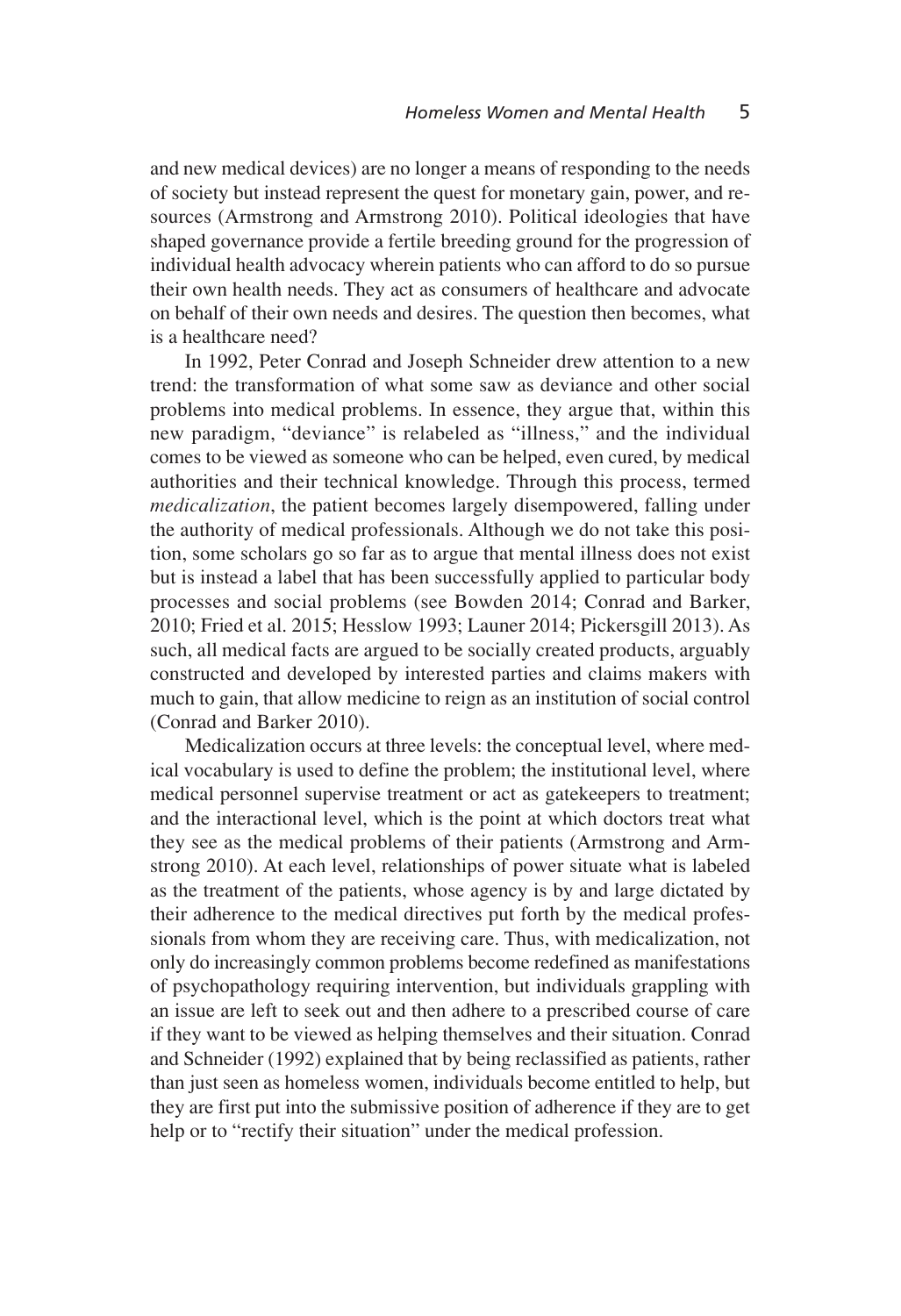and new medical devices) are no longer a means of responding to the needs of society but instead represent the quest for monetary gain, power, and resources (Armstrong and Armstrong 2010). Political ideologies that have shaped governance provide a fertile breeding ground for the progression of individual health advocacy wherein patients who can afford to do so pursue their own health needs. They act as consumers of healthcare and advocate on behalf of their own needs and desires. The question then becomes, what is a healthcare need?

In 1992, Peter Conrad and Joseph Schneider drew attention to a new trend: the transformation of what some saw as deviance and other social problems into medical problems. In essence, they argue that, within this new paradigm, "deviance" is relabeled as "illness," and the individual comes to be viewed as someone who can be helped, even cured, by medical authorities and their technical knowledge. Through this process, termed *medicalization*, the patient becomes largely disempowered, falling under the authority of medical professionals. Although we do not take this position, some scholars go so far as to argue that mental illness does not exist but is instead a label that has been successfully applied to particular body processes and social problems (see Bowden 2014; Conrad and Barker, 2010; Fried et al. 2015; Hesslow 1993; Launer 2014; Pickersgill 2013). As such, all medical facts are argued to be socially created products, arguably constructed and developed by interested parties and claims makers with much to gain, that allow medicine to reign as an institution of social control (Conrad and Barker 2010).

Medicalization occurs at three levels: the conceptual level, where medical vocabulary is used to define the problem; the institutional level, where medical personnel supervise treatment or act as gatekeepers to treatment; and the interactional level, which is the point at which doctors treat what they see as the medical problems of their patients (Armstrong and Armstrong 2010). At each level, relationships of power situate what is labeled as the treatment of the patients, whose agency is by and large dictated by their adherence to the medical directives put forth by the medical professionals from whom they are receiving care. Thus, with medicalization, not only do increasingly common problems become redefined as manifestations of psychopathology requiring intervention, but individuals grappling with an issue are left to seek out and then adhere to a prescribed course of care if they want to be viewed as helping themselves and their situation. Conrad and Schneider (1992) explained that by being reclassified as patients, rather than just seen as homeless women, individuals become entitled to help, but they are first put into the submissive position of adherence if they are to get help or to "rectify their situation" under the medical profession.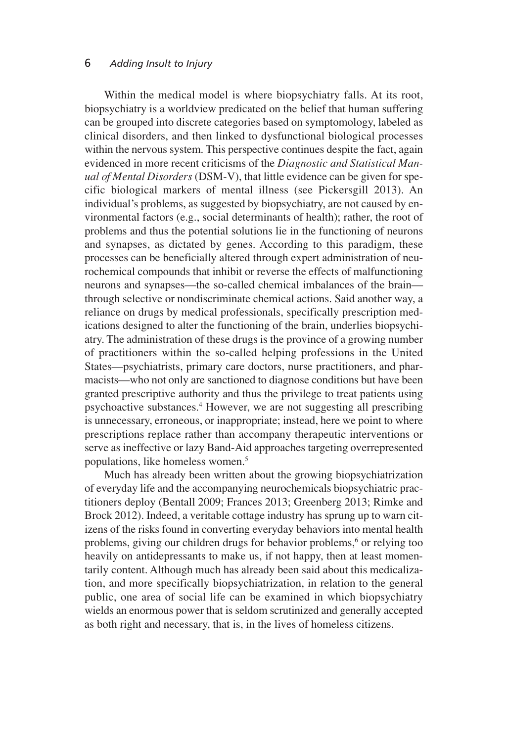Within the medical model is where biopsychiatry falls. At its root, biopsychiatry is a worldview predicated on the belief that human suffering can be grouped into discrete categories based on symptomology, labeled as clinical disorders, and then linked to dysfunctional biological processes within the nervous system. This perspective continues despite the fact, again evidenced in more recent criticisms of the *Diagnostic and Statistical Manual of Mental Disorders* (DSM-V), that little evidence can be given for specific biological markers of mental illness (see Pickersgill 2013). An individual's problems, as suggested by biopsychiatry, are not caused by environmental factors (e.g., social determinants of health); rather, the root of problems and thus the potential solutions lie in the functioning of neurons and synapses, as dictated by genes. According to this paradigm, these processes can be beneficially altered through expert administration of neurochemical compounds that inhibit or reverse the effects of malfunctioning neurons and synapses—the so-called chemical imbalances of the brain—through selective or nondiscriminate chemical actions. Said another way, a reliance on drugs by medical professionals, specifically prescription medications designed to alter the functioning of the brain, underlies biopsychiatry. The administration of these drugs is the province of a growing number of practitioners within the so-called helping professions in the United States—psychiatrists, primary care doctors, nurse practitioners, and pharmacists—who not only are sanctioned to diagnose conditions but have been granted prescriptive authority and thus the privilege to treat patients using psychoactive substances.[4] However, we are not suggesting all prescribing is unnecessary, erroneous, or inappropriate; instead, here we point to where prescriptions replace rather than accompany therapeutic interventions or serve as ineffective or lazy Band-Aid approaches targeting overrepresented populations, like homeless women.[5]

Much has already been written about the growing biopsychiatrization of everyday life and the accompanying neurochemicals biopsychiatric practitioners deploy (Bentall 2009; Frances 2013; Greenberg 2013; Rimke and Brock 2012). Indeed, a veritable cottage industry has sprung up to warn citizens of the risks found in converting everyday behaviors into mental health problems, giving our children drugs for behavior problems,[6] or relying too heavily on antidepressants to make us, if not happy, then at least momentarily content. Although much has already been said about this medicalization, and more specifically biopsychiatrization, in relation to the general public, one area of social life can be examined in which biopsychiatry wields an enormous power that is seldom scrutinized and generally accepted as both right and necessary, that is, in the lives of homeless citizens.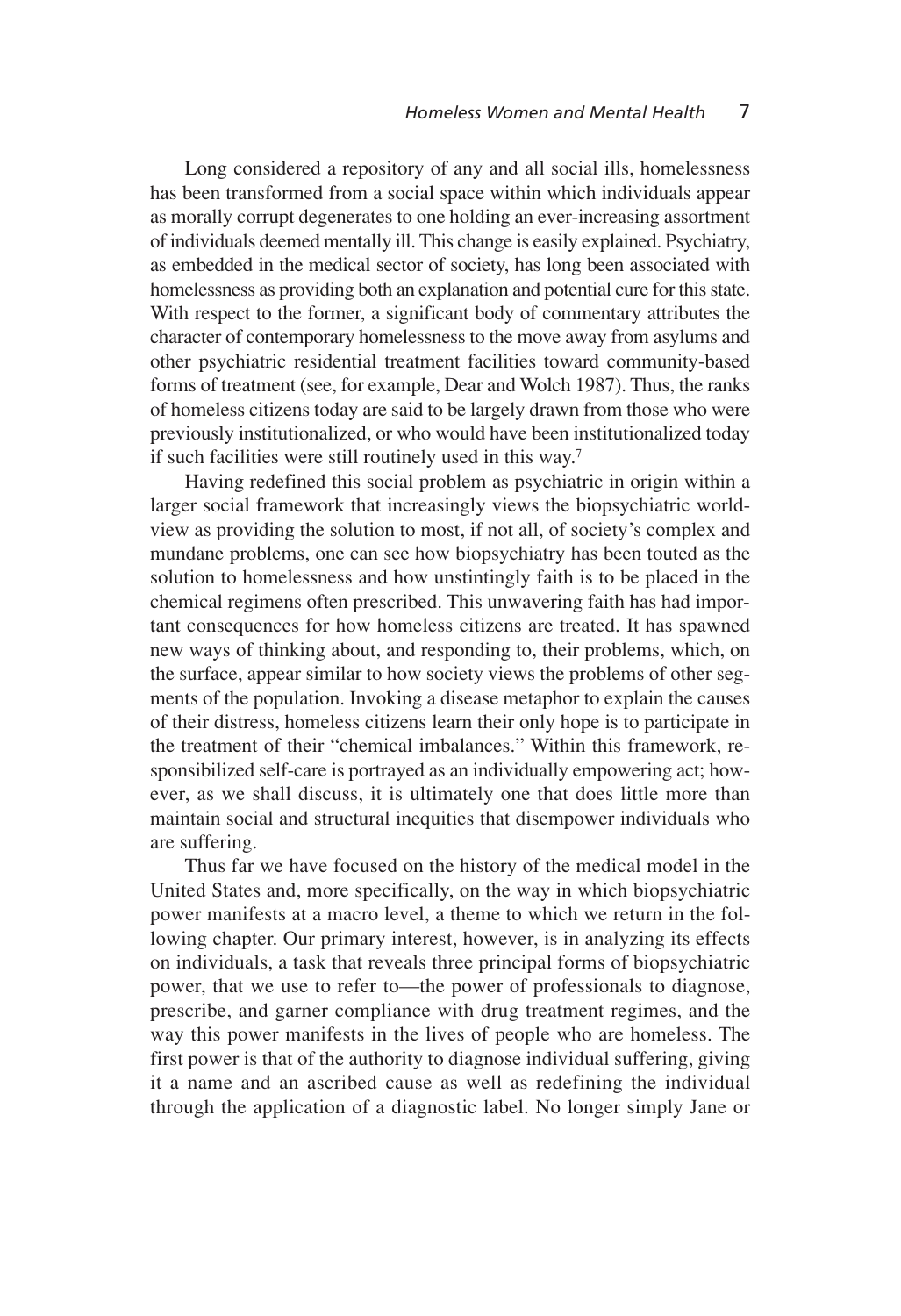Long considered a repository of any and all social ills, homelessness has been transformed from a social space within which individuals appear as morally corrupt degenerates to one holding an ever-increasing assortment of individuals deemed mentally ill. This change is easily explained. Psychiatry, as embedded in the medical sector of society, has long been associated with homelessness as providing both an explanation and potential cure for this state. With respect to the former, a significant body of commentary attributes the character of contemporary homelessness to the move away from asylums and other psychiatric residential treatment facilities toward community-based forms of treatment (see, for example, Dear and Wolch 1987). Thus, the ranks of homeless citizens today are said to be largely drawn from those who were previously institutionalized, or who would have been institutionalized today if such facilities were still routinely used in this way.[7]

Having redefined this social problem as psychiatric in origin within a larger social framework that increasingly views the biopsychiatric worldview as providing the solution to most, if not all, of society's complex and mundane problems, one can see how biopsychiatry has been touted as the solution to homelessness and how unstintingly faith is to be placed in the chemical regimens often prescribed. This unwavering faith has had important consequences for how homeless citizens are treated. It has spawned new ways of thinking about, and responding to, their problems, which, on the surface, appear similar to how society views the problems of other segments of the population. Invoking a disease metaphor to explain the causes of their distress, homeless citizens learn their only hope is to participate in the treatment of their "chemical imbalances." Within this framework, responsibilized self-care is portrayed as an individually empowering act; however, as we shall discuss, it is ultimately one that does little more than maintain social and structural inequities that disempower individuals who are suffering.

Thus far we have focused on the history of the medical model in the United States and, more specifically, on the way in which biopsychiatric power manifests at a macro level, a theme to which we return in the following chapter. Our primary interest, however, is in analyzing its effects on individuals, a task that reveals three principal forms of biopsychiatric power, that we use to refer to—the power of professionals to diagnose, prescribe, and garner compliance with drug treatment regimes, and the way this power manifests in the lives of people who are homeless. The first power is that of the authority to diagnose individual suffering, giving it a name and an ascribed cause as well as redefining the individual through the application of a diagnostic label. No longer simply Jane or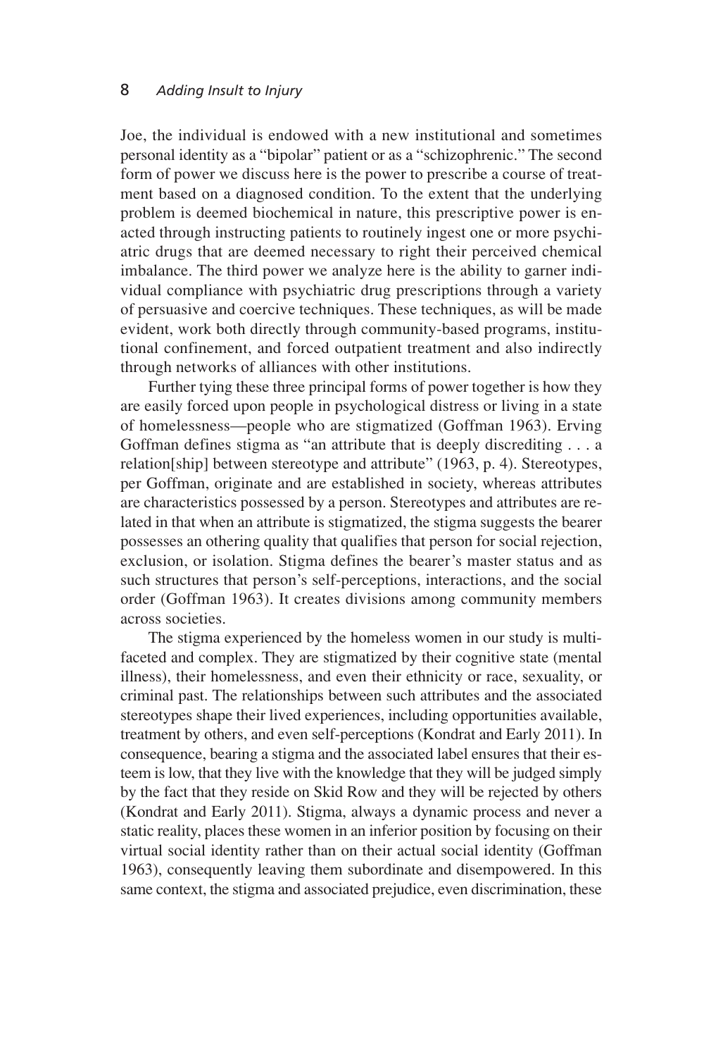Joe, the individual is endowed with a new institutional and sometimes personal identity as a "bipolar" patient or as a "schizophrenic." The second form of power we discuss here is the power to prescribe a course of treatment based on a diagnosed condition. To the extent that the underlying problem is deemed biochemical in nature, this prescriptive power is enacted through instructing patients to routinely ingest one or more psychiatric drugs that are deemed necessary to right their perceived chemical imbalance. The third power we analyze here is the ability to garner individual compliance with psychiatric drug prescriptions through a variety of persuasive and coercive techniques. These techniques, as will be made evident, work both directly through community-based programs, institutional confinement, and forced outpatient treatment and also indirectly through networks of alliances with other institutions.

Further tying these three principal forms of power together is how they are easily forced upon people in psychological distress or living in a state of homelessness—people who are stigmatized (Goffman 1963). Erving Goffman defines stigma as "an attribute that is deeply discrediting . . . a relation[ship] between stereotype and attribute" (1963, p. 4). Stereotypes, per Goffman, originate and are established in society, whereas attributes are characteristics possessed by a person. Stereotypes and attributes are related in that when an attribute is stigmatized, the stigma suggests the bearer possesses an othering quality that qualifies that person for social rejection, exclusion, or isolation. Stigma defines the bearer's master status and as such structures that person's self-perceptions, interactions, and the social order (Goffman 1963). It creates divisions among community members across societies.

The stigma experienced by the homeless women in our study is multifaceted and complex. They are stigmatized by their cognitive state (mental illness), their homelessness, and even their ethnicity or race, sexuality, or criminal past. The relationships between such attributes and the associated stereotypes shape their lived experiences, including opportunities available, treatment by others, and even self-perceptions (Kondrat and Early 2011). In consequence, bearing a stigma and the associated label ensures that their esteem is low, that they live with the knowledge that they will be judged simply by the fact that they reside on Skid Row and they will be rejected by others (Kondrat and Early 2011). Stigma, always a dynamic process and never a static reality, places these women in an inferior position by focusing on their virtual social identity rather than on their actual social identity (Goffman 1963), consequently leaving them subordinate and disempowered. In this same context, the stigma and associated prejudice, even discrimination, these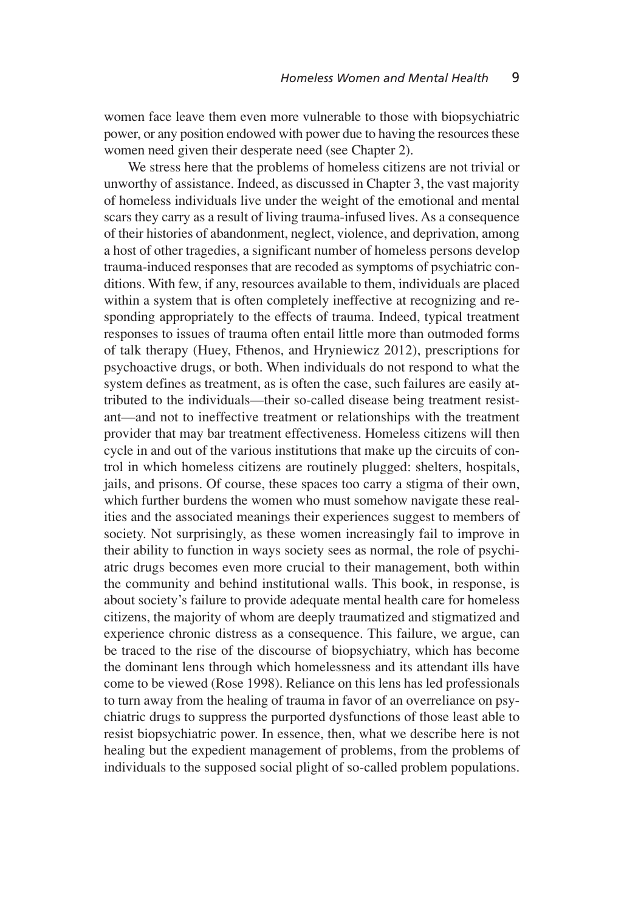women face leave them even more vulnerable to those with biopsychiatric power, or any position endowed with power due to having the resources these women need given their desperate need (see Chapter 2).

We stress here that the problems of homeless citizens are not trivial or unworthy of assistance. Indeed, as discussed in Chapter 3, the vast majority of homeless individuals live under the weight of the emotional and mental scars they carry as a result of living trauma-infused lives. As a consequence of their histories of abandonment, neglect, violence, and deprivation, among a host of other tragedies, a significant number of homeless persons develop trauma-induced responses that are recoded as symptoms of psychiatric conditions. With few, if any, resources available to them, individuals are placed within a system that is often completely ineffective at recognizing and responding appropriately to the effects of trauma. Indeed, typical treatment responses to issues of trauma often entail little more than outmoded forms of talk therapy (Huey, Fthenos, and Hryniewicz 2012), prescriptions for psychoactive drugs, or both. When individuals do not respond to what the system defines as treatment, as is often the case, such failures are easily attributed to the individuals—their so-called disease being treatment resistant—and not to ineffective treatment or relationships with the treatment provider that may bar treatment effectiveness. Homeless citizens will then cycle in and out of the various institutions that make up the circuits of control in which homeless citizens are routinely plugged: shelters, hospitals, jails, and prisons. Of course, these spaces too carry a stigma of their own, which further burdens the women who must somehow navigate these realities and the associated meanings their experiences suggest to members of society. Not surprisingly, as these women increasingly fail to improve in their ability to function in ways society sees as normal, the role of psychiatric drugs becomes even more crucial to their management, both within the community and behind institutional walls. This book, in response, is about society's failure to provide adequate mental health care for homeless citizens, the majority of whom are deeply traumatized and stigmatized and experience chronic distress as a consequence. This failure, we argue, can be traced to the rise of the discourse of biopsychiatry, which has become the dominant lens through which homelessness and its attendant ills have come to be viewed (Rose 1998). Reliance on this lens has led professionals to turn away from the healing of trauma in favor of an overreliance on psychiatric drugs to suppress the purported dysfunctions of those least able to resist biopsychiatric power. In essence, then, what we describe here is not healing but the expedient management of problems, from the problems of individuals to the supposed social plight of so-called problem populations.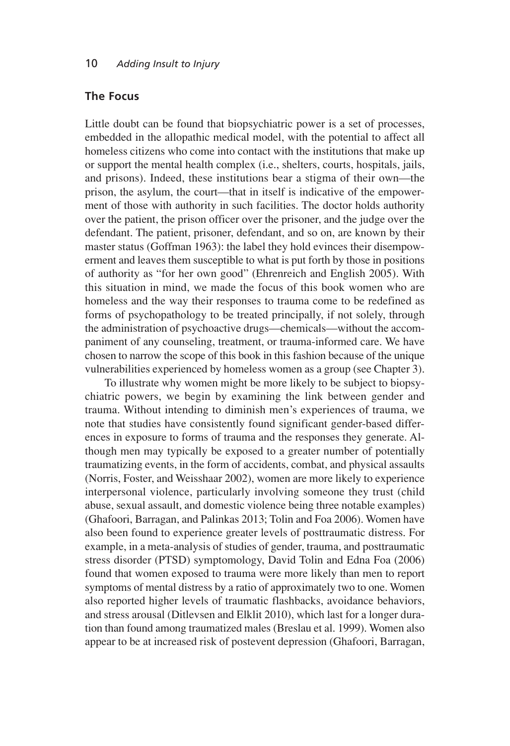## The Focus

Little doubt can be found that biopsychiatric power is a set of processes, embedded in the allopathic medical model, with the potential to affect all homeless citizens who come into contact with the institutions that make up or support the mental health complex (i.e., shelters, courts, hospitals, jails, and prisons). Indeed, these institutions bear a stigma of their own—the prison, the asylum, the court—that in itself is indicative of the empowerment of those with authority in such facilities. The doctor holds authority over the patient, the prison officer over the prisoner, and the judge over the defendant. The patient, prisoner, defendant, and so on, are known by their master status (Goffman 1963): the label they hold evinces their disempowerment and leaves them susceptible to what is put forth by those in positions of authority as "for her own good" (Ehrenreich and English 2005). With this situation in mind, we made the focus of this book women who are homeless and the way their responses to trauma come to be redefined as forms of psychopathology to be treated principally, if not solely, through the administration of psychoactive drugs—chemicals—without the accompaniment of any counseling, treatment, or trauma-informed care. We have chosen to narrow the scope of this book in this fashion because of the unique vulnerabilities experienced by homeless women as a group (see Chapter 3).

To illustrate why women might be more likely to be subject to biopsychiatric powers, we begin by examining the link between gender and trauma. Without intending to diminish men's experiences of trauma, we note that studies have consistently found significant gender-based differences in exposure to forms of trauma and the responses they generate. Although men may typically be exposed to a greater number of potentially traumatizing events, in the form of accidents, combat, and physical assaults (Norris, Foster, and Weisshaar 2002), women are more likely to experience interpersonal violence, particularly involving someone they trust (child abuse, sexual assault, and domestic violence being three notable examples) (Ghafoori, Barragan, and Palinkas 2013; Tolin and Foa 2006). Women have also been found to experience greater levels of posttraumatic distress. For example, in a meta-analysis of studies of gender, trauma, and posttraumatic stress disorder (PTSD) symptomology, David Tolin and Edna Foa (2006) found that women exposed to trauma were more likely than men to report symptoms of mental distress by a ratio of approximately two to one. Women also reported higher levels of traumatic flashbacks, avoidance behaviors, and stress arousal (Ditlevsen and Elklit 2010), which last for a longer duration than found among traumatized males (Breslau et al. 1999). Women also appear to be at increased risk of postevent depression (Ghafoori, Barragan,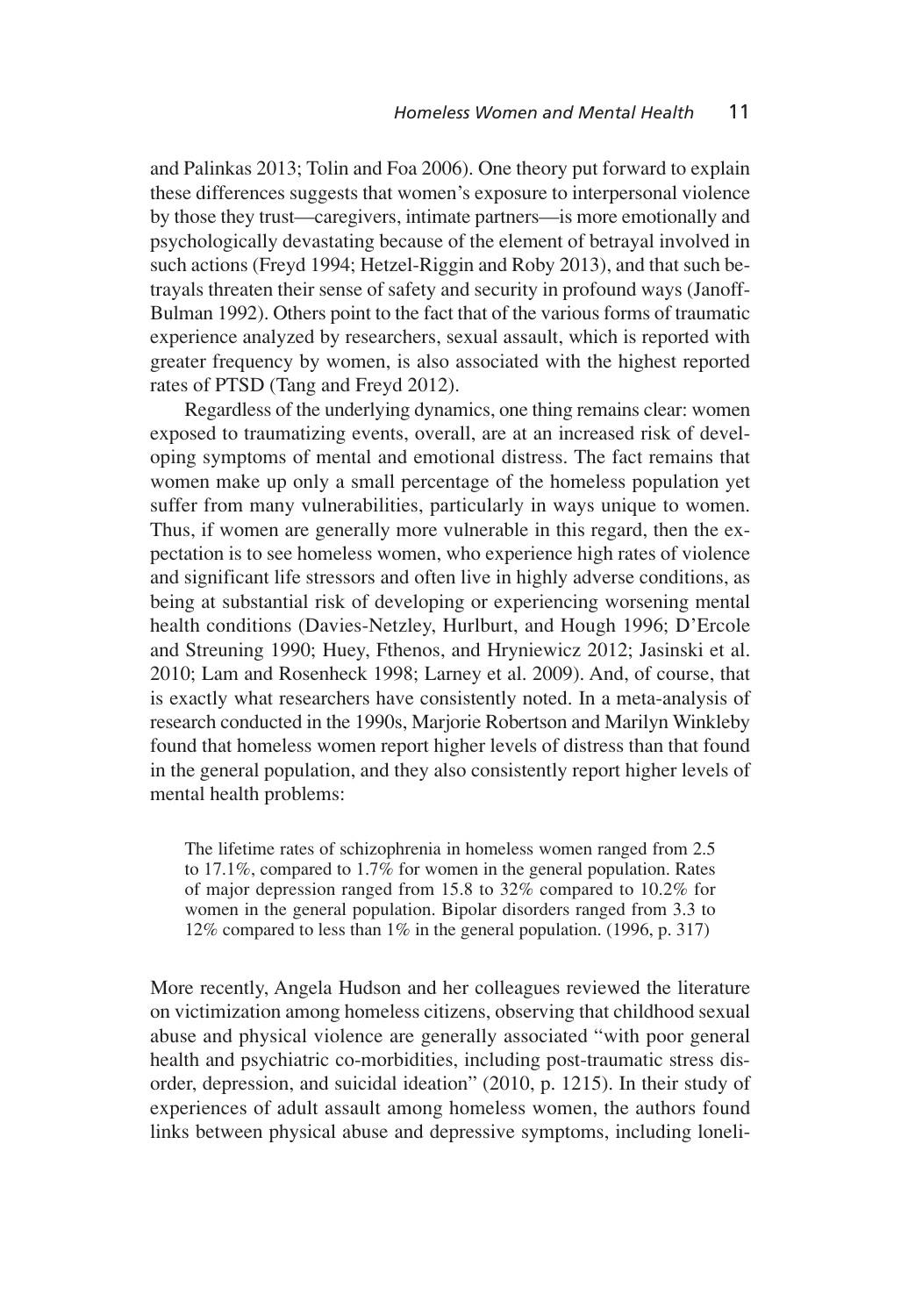and Palinkas 2013; Tolin and Foa 2006). One theory put forward to explain these differences suggests that women's exposure to interpersonal violence by those they trust—caregivers, intimate partners—is more emotionally and psychologically devastating because of the element of betrayal involved in such actions (Freyd 1994; Hetzel-Riggin and Roby 2013), and that such betrayals threaten their sense of safety and security in profound ways (Janoff-Bulman 1992). Others point to the fact that of the various forms of traumatic experience analyzed by researchers, sexual assault, which is reported with greater frequency by women, is also associated with the highest reported rates of PTSD (Tang and Freyd 2012).

Regardless of the underlying dynamics, one thing remains clear: women exposed to traumatizing events, overall, are at an increased risk of developing symptoms of mental and emotional distress. The fact remains that women make up only a small percentage of the homeless population yet suffer from many vulnerabilities, particularly in ways unique to women. Thus, if women are generally more vulnerable in this regard, then the expectation is to see homeless women, who experience high rates of violence and significant life stressors and often live in highly adverse conditions, as being at substantial risk of developing or experiencing worsening mental health conditions (Davies-Netzley, Hurlburt, and Hough 1996; D'Ercole and Streuning 1990; Huey, Fthenos, and Hryniewicz 2012; Jasinski et al. 2010; Lam and Rosenheck 1998; Larney et al. 2009). And, of course, that is exactly what researchers have consistently noted. In a meta-analysis of research conducted in the 1990s, Marjorie Robertson and Marilyn Winkleby found that homeless women report higher levels of distress than that found in the general population, and they also consistently report higher levels of mental health problems:

> The lifetime rates of schizophrenia in homeless women ranged from 2.5 to 17.1%, compared to 1.7% for women in the general population. Rates of major depression ranged from 15.8 to 32% compared to 10.2% for women in the general population. Bipolar disorders ranged from 3.3 to 12% compared to less than 1% in the general population. (1996, p. 317)

More recently, Angela Hudson and her colleagues reviewed the literature on victimization among homeless citizens, observing that childhood sexual abuse and physical violence are generally associated "with poor general health and psychiatric co-morbidities, including post-traumatic stress disorder, depression, and suicidal ideation" (2010, p. 1215). In their study of experiences of adult assault among homeless women, the authors found links between physical abuse and depressive symptoms, including loneli-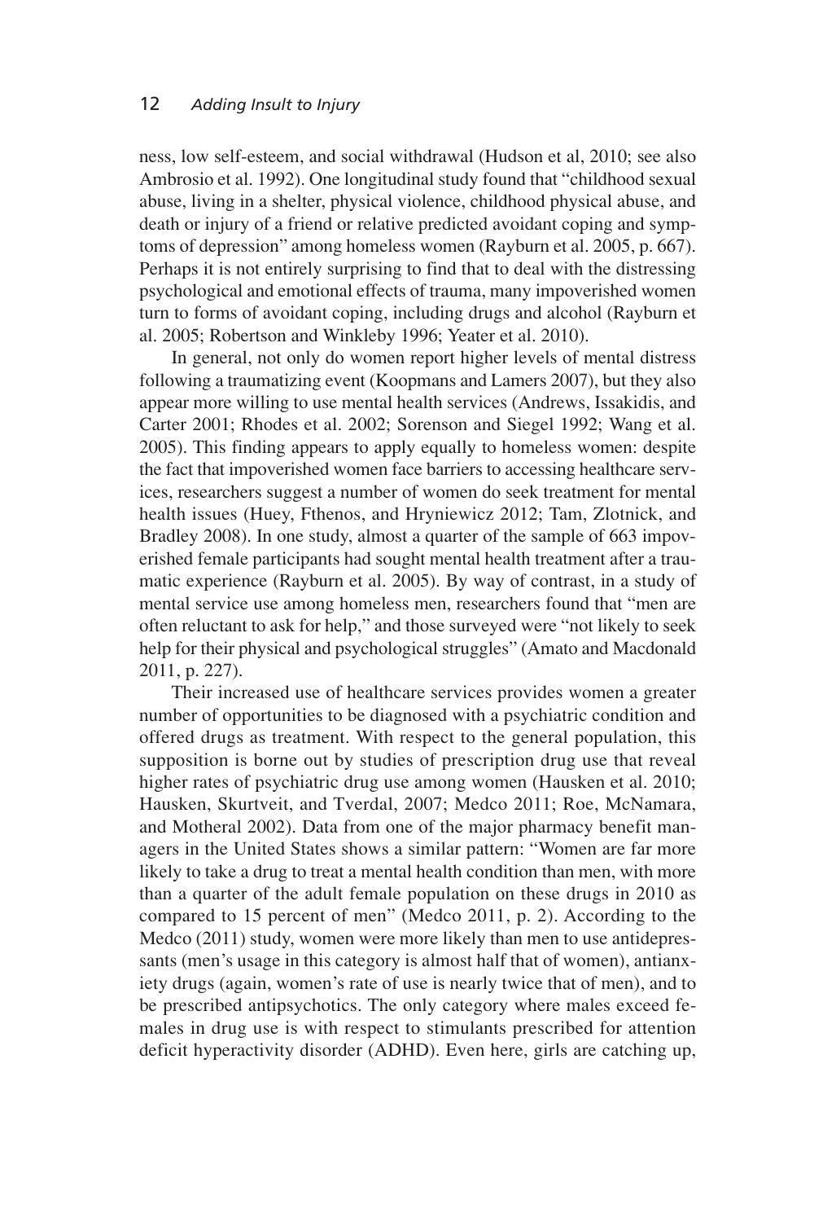ness, low self-esteem, and social withdrawal (Hudson et al, 2010; see also Ambrosio et al. 1992). One longitudinal study found that "childhood sexual abuse, living in a shelter, physical violence, childhood physical abuse, and death or injury of a friend or relative predicted avoidant coping and symptoms of depression" among homeless women (Rayburn et al. 2005, p. 667). Perhaps it is not entirely surprising to find that to deal with the distressing psychological and emotional effects of trauma, many impoverished women turn to forms of avoidant coping, including drugs and alcohol (Rayburn et al. 2005; Robertson and Winkleby 1996; Yeater et al. 2010).

In general, not only do women report higher levels of mental distress following a traumatizing event (Koopmans and Lamers 2007), but they also appear more willing to use mental health services (Andrews, Issakidis, and Carter 2001; Rhodes et al. 2002; Sorenson and Siegel 1992; Wang et al. 2005). This finding appears to apply equally to homeless women: despite the fact that impoverished women face barriers to accessing healthcare services, researchers suggest a number of women do seek treatment for mental health issues (Huey, Fthenos, and Hryniewicz 2012; Tam, Zlotnick, and Bradley 2008). In one study, almost a quarter of the sample of 663 impoverished female participants had sought mental health treatment after a traumatic experience (Rayburn et al. 2005). By way of contrast, in a study of mental service use among homeless men, researchers found that "men are often reluctant to ask for help," and those surveyed were "not likely to seek help for their physical and psychological struggles" (Amato and Macdonald 2011, p. 227).

Their increased use of healthcare services provides women a greater number of opportunities to be diagnosed with a psychiatric condition and offered drugs as treatment. With respect to the general population, this supposition is borne out by studies of prescription drug use that reveal higher rates of psychiatric drug use among women (Hausken et al. 2010; Hausken, Skurtveit, and Tverdal, 2007; Medco 2011; Roe, McNamara, and Motheral 2002). Data from one of the major pharmacy benefit managers in the United States shows a similar pattern: "Women are far more likely to take a drug to treat a mental health condition than men, with more than a quarter of the adult female population on these drugs in 2010 as compared to 15 percent of men" (Medco 2011, p. 2). According to the Medco (2011) study, women were more likely than men to use antidepressants (men's usage in this category is almost half that of women), antianxiety drugs (again, women's rate of use is nearly twice that of men), and to be prescribed antipsychotics. The only category where males exceed females in drug use is with respect to stimulants prescribed for attention deficit hyperactivity disorder (ADHD). Even here, girls are catching up,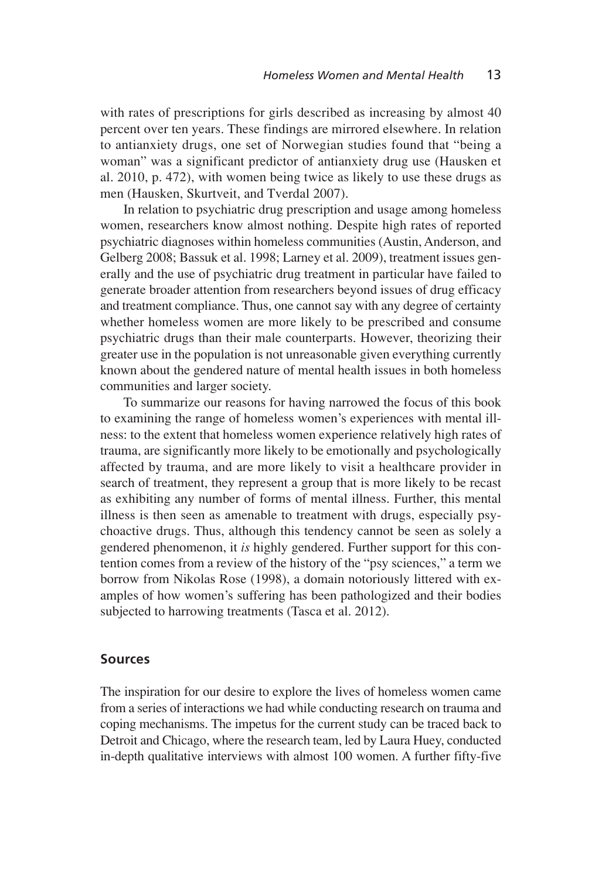with rates of prescriptions for girls described as increasing by almost 40 percent over ten years. These findings are mirrored elsewhere. In relation to antianxiety drugs, one set of Norwegian studies found that "being a woman" was a significant predictor of antianxiety drug use (Hausken et al. 2010, p. 472), with women being twice as likely to use these drugs as men (Hausken, Skurtveit, and Tverdal 2007).

In relation to psychiatric drug prescription and usage among homeless women, researchers know almost nothing. Despite high rates of reported psychiatric diagnoses within homeless communities (Austin, Anderson, and Gelberg 2008; Bassuk et al. 1998; Larney et al. 2009), treatment issues generally and the use of psychiatric drug treatment in particular have failed to generate broader attention from researchers beyond issues of drug efficacy and treatment compliance. Thus, one cannot say with any degree of certainty whether homeless women are more likely to be prescribed and consume psychiatric drugs than their male counterparts. However, theorizing their greater use in the population is not unreasonable given everything currently known about the gendered nature of mental health issues in both homeless communities and larger society.

To summarize our reasons for having narrowed the focus of this book to examining the range of homeless women's experiences with mental illness: to the extent that homeless women experience relatively high rates of trauma, are significantly more likely to be emotionally and psychologically affected by trauma, and are more likely to visit a healthcare provider in search of treatment, they represent a group that is more likely to be recast as exhibiting any number of forms of mental illness. Further, this mental illness is then seen as amenable to treatment with drugs, especially psychoactive drugs. Thus, although this tendency cannot be seen as solely a gendered phenomenon, it *is* highly gendered. Further support for this contention comes from a review of the history of the "psy sciences," a term we borrow from Nikolas Rose (1998), a domain notoriously littered with examples of how women's suffering has been pathologized and their bodies subjected to harrowing treatments (Tasca et al. 2012).

## Sources

The inspiration for our desire to explore the lives of homeless women came from a series of interactions we had while conducting research on trauma and coping mechanisms. The impetus for the current study can be traced back to Detroit and Chicago, where the research team, led by Laura Huey, conducted in-depth qualitative interviews with almost 100 women. A further fifty-five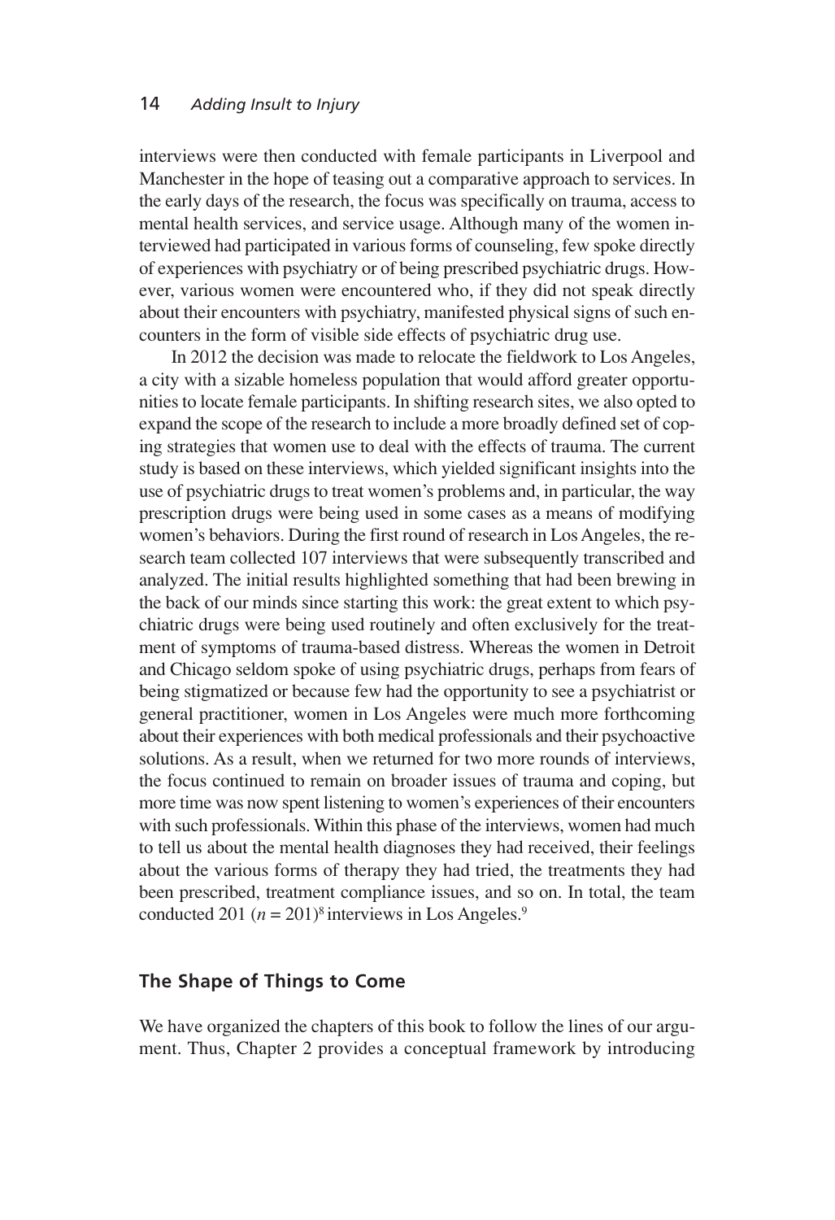interviews were then conducted with female participants in Liverpool and Manchester in the hope of teasing out a comparative approach to services. In the early days of the research, the focus was specifically on trauma, access to mental health services, and service usage. Although many of the women interviewed had participated in various forms of counseling, few spoke directly of experiences with psychiatry or of being prescribed psychiatric drugs. However, various women were encountered who, if they did not speak directly about their encounters with psychiatry, manifested physical signs of such encounters in the form of visible side effects of psychiatric drug use.

In 2012 the decision was made to relocate the fieldwork to Los Angeles, a city with a sizable homeless population that would afford greater opportunities to locate female participants. In shifting research sites, we also opted to expand the scope of the research to include a more broadly defined set of coping strategies that women use to deal with the effects of trauma. The current study is based on these interviews, which yielded significant insights into the use of psychiatric drugs to treat women's problems and, in particular, the way prescription drugs were being used in some cases as a means of modifying women's behaviors. During the first round of research in Los Angeles, the research team collected 107 interviews that were subsequently transcribed and analyzed. The initial results highlighted something that had been brewing in the back of our minds since starting this work: the great extent to which psychiatric drugs were being used routinely and often exclusively for the treatment of symptoms of trauma-based distress. Whereas the women in Detroit and Chicago seldom spoke of using psychiatric drugs, perhaps from fears of being stigmatized or because few had the opportunity to see a psychiatrist or general practitioner, women in Los Angeles were much more forthcoming about their experiences with both medical professionals and their psychoactive solutions. As a result, when we returned for two more rounds of interviews, the focus continued to remain on broader issues of trauma and coping, but more time was now spent listening to women's experiences of their encounters with such professionals. Within this phase of the interviews, women had much to tell us about the mental health diagnoses they had received, their feelings about the various forms of therapy they had tried, the treatments they had been prescribed, treatment compliance issues, and so on. In total, the team conducted 201 ($n = 201$)[8] interviews in Los Angeles.[9]

## The Shape of Things to Come

We have organized the chapters of this book to follow the lines of our argument. Thus, Chapter 2 provides a conceptual framework by introducing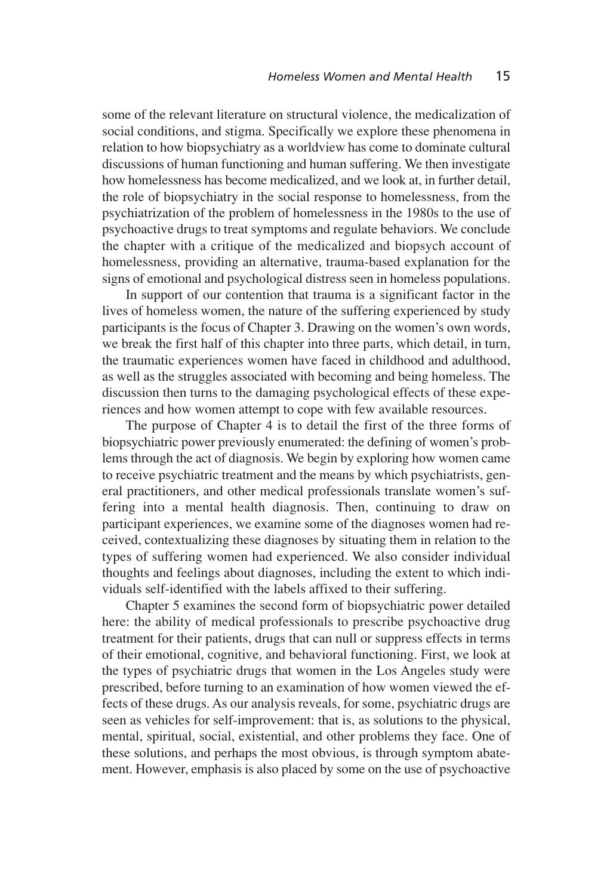some of the relevant literature on structural violence, the medicalization of social conditions, and stigma. Specifically we explore these phenomena in relation to how biopsychiatry as a worldview has come to dominate cultural discussions of human functioning and human suffering. We then investigate how homelessness has become medicalized, and we look at, in further detail, the role of biopsychiatry in the social response to homelessness, from the psychiatrization of the problem of homelessness in the 1980s to the use of psychoactive drugs to treat symptoms and regulate behaviors. We conclude the chapter with a critique of the medicalized and biopsych account of homelessness, providing an alternative, trauma-based explanation for the signs of emotional and psychological distress seen in homeless populations.

In support of our contention that trauma is a significant factor in the lives of homeless women, the nature of the suffering experienced by study participants is the focus of Chapter 3. Drawing on the women's own words, we break the first half of this chapter into three parts, which detail, in turn, the traumatic experiences women have faced in childhood and adulthood, as well as the struggles associated with becoming and being homeless. The discussion then turns to the damaging psychological effects of these experiences and how women attempt to cope with few available resources.

The purpose of Chapter 4 is to detail the first of the three forms of biopsychiatric power previously enumerated: the defining of women's problems through the act of diagnosis. We begin by exploring how women came to receive psychiatric treatment and the means by which psychiatrists, general practitioners, and other medical professionals translate women's suffering into a mental health diagnosis. Then, continuing to draw on participant experiences, we examine some of the diagnoses women had received, contextualizing these diagnoses by situating them in relation to the types of suffering women had experienced. We also consider individual thoughts and feelings about diagnoses, including the extent to which individuals self-identified with the labels affixed to their suffering.

Chapter 5 examines the second form of biopsychiatric power detailed here: the ability of medical professionals to prescribe psychoactive drug treatment for their patients, drugs that can null or suppress effects in terms of their emotional, cognitive, and behavioral functioning. First, we look at the types of psychiatric drugs that women in the Los Angeles study were prescribed, before turning to an examination of how women viewed the effects of these drugs. As our analysis reveals, for some, psychiatric drugs are seen as vehicles for self-improvement: that is, as solutions to the physical, mental, spiritual, social, existential, and other problems they face. One of these solutions, and perhaps the most obvious, is through symptom abatement. However, emphasis is also placed by some on the use of psychoactive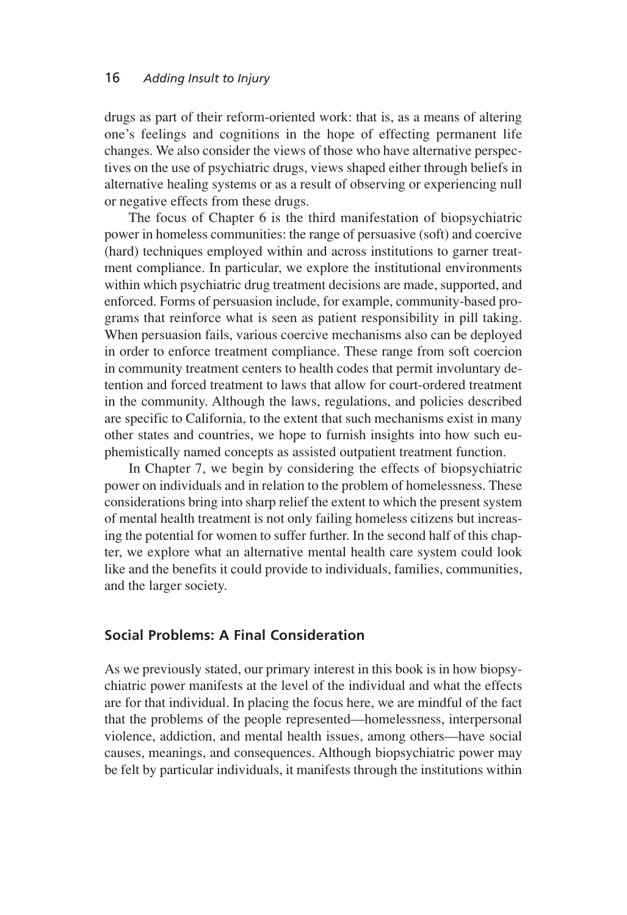drugs as part of their reform-oriented work: that is, as a means of altering one's feelings and cognitions in the hope of effecting permanent life changes. We also consider the views of those who have alternative perspectives on the use of psychiatric drugs, views shaped either through beliefs in alternative healing systems or as a result of observing or experiencing null or negative effects from these drugs.

The focus of Chapter 6 is the third manifestation of biopsychiatric power in homeless communities: the range of persuasive (soft) and coercive (hard) techniques employed within and across institutions to garner treatment compliance. In particular, we explore the institutional environments within which psychiatric drug treatment decisions are made, supported, and enforced. Forms of persuasion include, for example, community-based programs that reinforce what is seen as patient responsibility in pill taking. When persuasion fails, various coercive mechanisms also can be deployed in order to enforce treatment compliance. These range from soft coercion in community treatment centers to health codes that permit involuntary detention and forced treatment to laws that allow for court-ordered treatment in the community. Although the laws, regulations, and policies described are specific to California, to the extent that such mechanisms exist in many other states and countries, we hope to furnish insights into how such euphemistically named concepts as assisted outpatient treatment function.

In Chapter 7, we begin by considering the effects of biopsychiatric power on individuals and in relation to the problem of homelessness. These considerations bring into sharp relief the extent to which the present system of mental health treatment is not only failing homeless citizens but increasing the potential for women to suffer further. In the second half of this chapter, we explore what an alternative mental health care system could look like and the benefits it could provide to individuals, families, communities, and the larger society.

## Social Problems: A Final Consideration

As we previously stated, our primary interest in this book is in how biopsychiatric power manifests at the level of the individual and what the effects are for that individual. In placing the focus here, we are mindful of the fact that the problems of the people represented—homelessness, interpersonal violence, addiction, and mental health issues, among others—have social causes, meanings, and consequences. Although biopsychiatric power may be felt by particular individuals, it manifests through the institutions within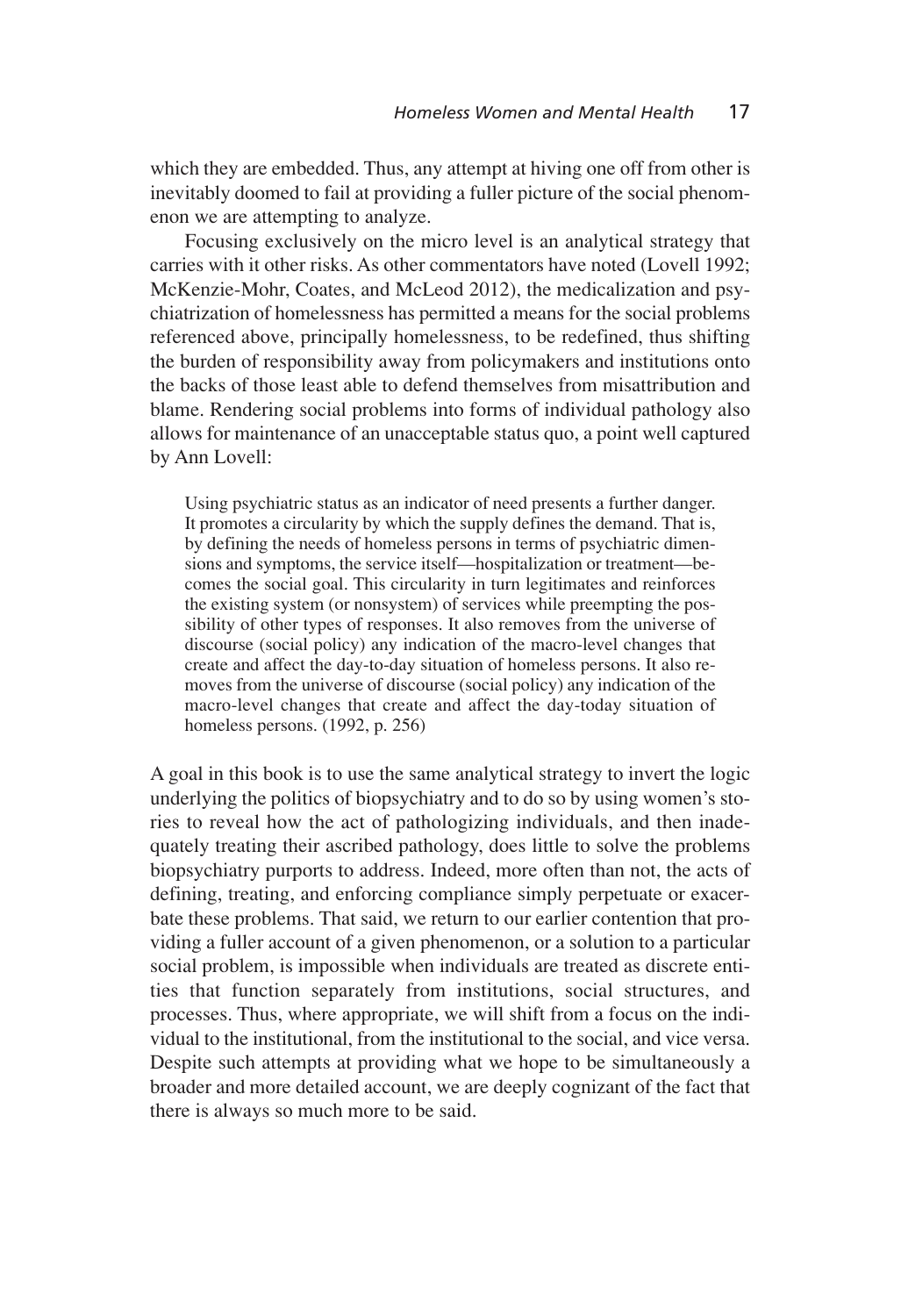which they are embedded. Thus, any attempt at hiving one off from other is inevitably doomed to fail at providing a fuller picture of the social phenomenon we are attempting to analyze.

Focusing exclusively on the micro level is an analytical strategy that carries with it other risks. As other commentators have noted (Lovell 1992; McKenzie-Mohr, Coates, and McLeod 2012), the medicalization and psychiatrization of homelessness has permitted a means for the social problems referenced above, principally homelessness, to be redefined, thus shifting the burden of responsibility away from policymakers and institutions onto the backs of those least able to defend themselves from misattribution and blame. Rendering social problems into forms of individual pathology also allows for maintenance of an unacceptable status quo, a point well captured by Ann Lovell:

> Using psychiatric status as an indicator of need presents a further danger. It promotes a circularity by which the supply defines the demand. That is, by defining the needs of homeless persons in terms of psychiatric dimensions and symptoms, the service itself—hospitalization or treatment—becomes the social goal. This circularity in turn legitimates and reinforces the existing system (or nonsystem) of services while preempting the possibility of other types of responses. It also removes from the universe of discourse (social policy) any indication of the macro-level changes that create and affect the day-to-day situation of homeless persons. It also removes from the universe of discourse (social policy) any indication of the macro-level changes that create and affect the day-today situation of homeless persons. (1992, p. 256)

A goal in this book is to use the same analytical strategy to invert the logic underlying the politics of biopsychiatry and to do so by using women's stories to reveal how the act of pathologizing individuals, and then inadequately treating their ascribed pathology, does little to solve the problems biopsychiatry purports to address. Indeed, more often than not, the acts of defining, treating, and enforcing compliance simply perpetuate or exacerbate these problems. That said, we return to our earlier contention that providing a fuller account of a given phenomenon, or a solution to a particular social problem, is impossible when individuals are treated as discrete entities that function separately from institutions, social structures, and processes. Thus, where appropriate, we will shift from a focus on the individual to the institutional, from the institutional to the social, and vice versa. Despite such attempts at providing what we hope to be simultaneously a broader and more detailed account, we are deeply cognizant of the fact that there is always so much more to be said.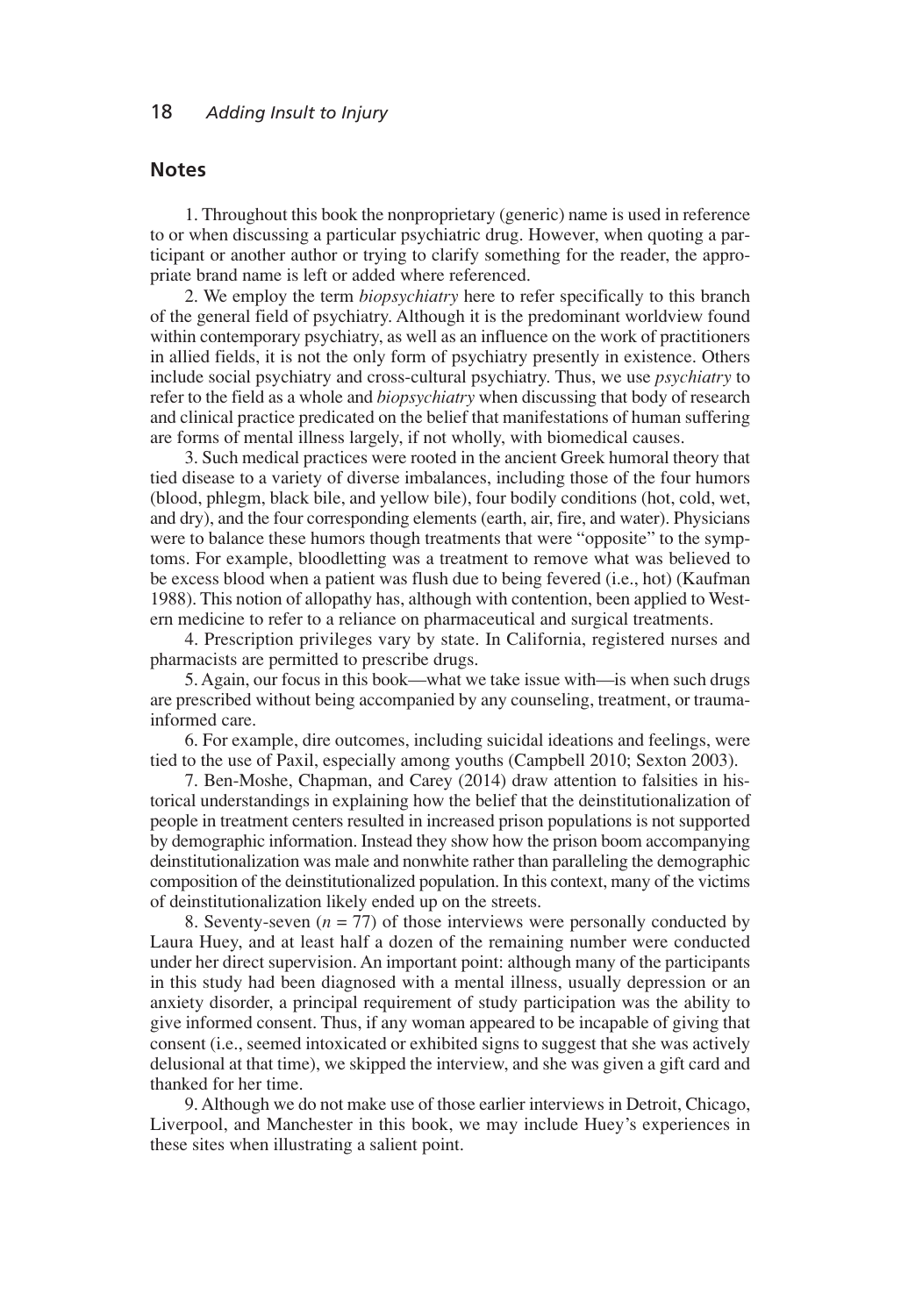## Notes

1. Throughout this book the nonproprietary (generic) name is used in reference to or when discussing a particular psychiatric drug. However, when quoting a participant or another author or trying to clarify something for the reader, the appropriate brand name is left or added where referenced.

2. We employ the term *biopsychiatry* here to refer specifically to this branch of the general field of psychiatry. Although it is the predominant worldview found within contemporary psychiatry, as well as an influence on the work of practitioners in allied fields, it is not the only form of psychiatry presently in existence. Others include social psychiatry and cross-cultural psychiatry. Thus, we use *psychiatry* to refer to the field as a whole and *biopsychiatry* when discussing that body of research and clinical practice predicated on the belief that manifestations of human suffering are forms of mental illness largely, if not wholly, with biomedical causes.

3. Such medical practices were rooted in the ancient Greek humoral theory that tied disease to a variety of diverse imbalances, including those of the four humors (blood, phlegm, black bile, and yellow bile), four bodily conditions (hot, cold, wet, and dry), and the four corresponding elements (earth, air, fire, and water). Physicians were to balance these humors though treatments that were "opposite" to the symptoms. For example, bloodletting was a treatment to remove what was believed to be excess blood when a patient was flush due to being fevered (i.e., hot) (Kaufman 1988). This notion of allopathy has, although with contention, been applied to Western medicine to refer to a reliance on pharmaceutical and surgical treatments.

4. Prescription privileges vary by state. In California, registered nurses and pharmacists are permitted to prescribe drugs.

5. Again, our focus in this book—what we take issue with—is when such drugs are prescribed without being accompanied by any counseling, treatment, or trauma-informed care.

6. For example, dire outcomes, including suicidal ideations and feelings, were tied to the use of Paxil, especially among youths (Campbell 2010; Sexton 2003).

7. Ben-Moshe, Chapman, and Carey (2014) draw attention to falsities in historical understandings in explaining how the belief that the deinstitutionalization of people in treatment centers resulted in increased prison populations is not supported by demographic information. Instead they show how the prison boom accompanying deinstitutionalization was male and nonwhite rather than paralleling the demographic composition of the deinstitutionalized population. In this context, many of the victims of deinstitutionalization likely ended up on the streets.

8. Seventy-seven ($n = 77$) of those interviews were personally conducted by Laura Huey, and at least half a dozen of the remaining number were conducted under her direct supervision. An important point: although many of the participants in this study had been diagnosed with a mental illness, usually depression or an anxiety disorder, a principal requirement of study participation was the ability to give informed consent. Thus, if any woman appeared to be incapable of giving that consent (i.e., seemed intoxicated or exhibited signs to suggest that she was actively delusional at that time), we skipped the interview, and she was given a gift card and thanked for her time.

9. Although we do not make use of those earlier interviews in Detroit, Chicago, Liverpool, and Manchester in this book, we may include Huey's experiences in these sites when illustrating a salient point.